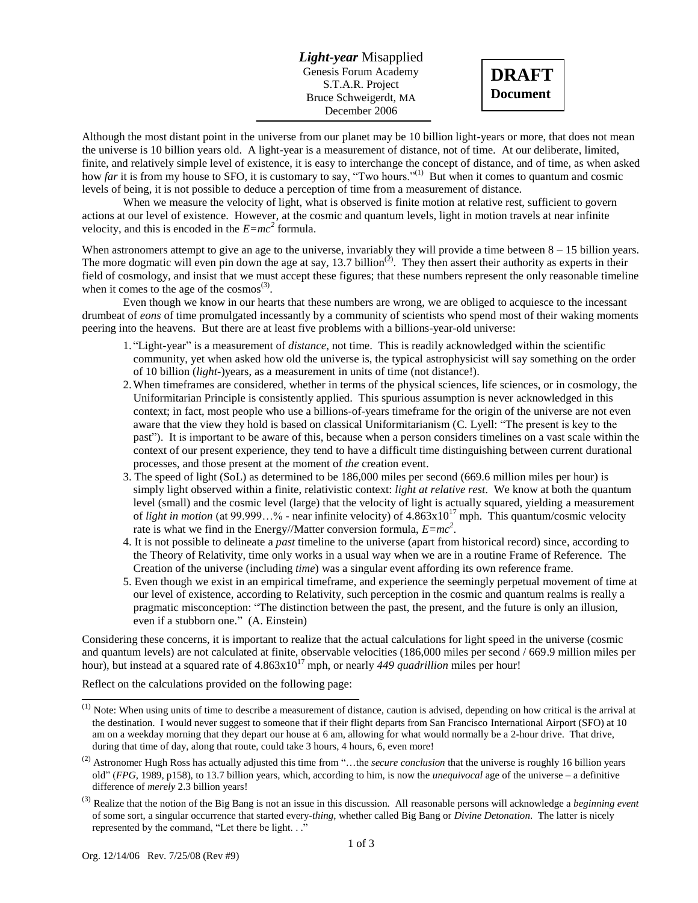# *Light-year* Misapplied

Genesis Forum Academy
S.T.A.R. Project
Bruce Schweigerdt, MA
December 2006

**DRAFT**
**Document**

Although the most distant point in the universe from our planet may be 10 billion light-years or more, that does not mean the universe is 10 billion years old. A light-year is a measurement of distance, not of time. At our deliberate, limited, finite, and relatively simple level of existence, it is easy to interchange the concept of distance, and of time, as when asked how *far* it is from my house to SFO, it is customary to say, "Two hours."[(1)] But when it comes to quantum and cosmic levels of being, it is not possible to deduce a perception of time from a measurement of distance.

When we measure the velocity of light, what is observed is finite motion at relative rest, sufficient to govern actions at our level of existence. However, at the cosmic and quantum levels, light in motion travels at near infinite velocity, and this is encoded in the $E=mc^2$ formula.

When astronomers attempt to give an age to the universe, invariably they will provide a time between 8 – 15 billion years. The more dogmatic will even pin down the age at say, 13.7 billion[(2)]. They then assert their authority as experts in their field of cosmology, and insist that we must accept these figures; that these numbers represent the only reasonable timeline when it comes to the age of the cosmos[(3)].

Even though we know in our hearts that these numbers are wrong, we are obliged to acquiesce to the incessant drumbeat of *eons* of time promulgated incessantly by a community of scientists who spend most of their waking moments peering into the heavens. But there are at least five problems with a billions-year-old universe:

1. "Light-year" is a measurement of *distance*, not time. This is readily acknowledged within the scientific community, yet when asked how old the universe is, the typical astrophysicist will say something on the order of 10 billion (*light*-)years, as a measurement in units of time (not distance!).
2. When timeframes are considered, whether in terms of the physical sciences, life sciences, or in cosmology, the Uniformitarian Principle is consistently applied. This spurious assumption is never acknowledged in this context; in fact, most people who use a billions-of-years timeframe for the origin of the universe are not even aware that the view they hold is based on classical Uniformitarianism (C. Lyell: "The present is key to the past"). It is important to be aware of this, because when a person considers timelines on a vast scale within the context of our present experience, they tend to have a difficult time distinguishing between current durational processes, and those present at the moment of *the* creation event.
3. The speed of light (SoL) as determined to be 186,000 miles per second (669.6 million miles per hour) is simply light observed within a finite, relativistic context: *light at relative rest*. We know at both the quantum level (small) and the cosmic level (large) that the velocity of light is actually squared, yielding a measurement of *light in motion* (at 99.999…% - near infinite velocity) of $4.863\text{x}10^{17}$ mph. This quantum/cosmic velocity rate is what we find in the Energy//Matter conversion formula, $E=mc^2$.
4. It is not possible to delineate a *past* timeline to the universe (apart from historical record) since, according to the Theory of Relativity, time only works in a usual way when we are in a routine Frame of Reference. The Creation of the universe (including *time*) was a singular event affording its own reference frame.
5. Even though we exist in an empirical timeframe, and experience the seemingly perpetual movement of time at our level of existence, according to Relativity, such perception in the cosmic and quantum realms is really a pragmatic misconception: "The distinction between the past, the present, and the future is only an illusion, even if a stubborn one." (A. Einstein)

Considering these concerns, it is important to realize that the actual calculations for light speed in the universe (cosmic and quantum levels) are not calculated at finite, observable velocities (186,000 miles per second / 669.9 million miles per hour), but instead at a squared rate of $4.863\text{x}10^{17}$ mph, or nearly *449 quadrillion* miles per hour!

Reflect on the calculations provided on the following page:

---

[(1)] Note: When using units of time to describe a measurement of distance, caution is advised, depending on how critical is the arrival at the destination. I would never suggest to someone that if their flight departs from San Francisco International Airport (SFO) at 10 am on a weekday morning that they depart our house at 6 am, allowing for what would normally be a 2-hour drive. That drive, during that time of day, along that route, could take 3 hours, 4 hours, 6, even more!

[(2)] Astronomer Hugh Ross has actually adjusted this time from "…the *secure conclusion* that the universe is roughly 16 billion years old" (*FPG*, 1989, p158), to 13.7 billion years, which, according to him, is now the *unequivocal* age of the universe – a definitive difference of *merely* 2.3 billion years!

[(3)] Realize that the notion of the Big Bang is not an issue in this discussion. All reasonable persons will acknowledge a *beginning event* of some sort, a singular occurrence that started every-*thing*, whether called Big Bang or *Divine Detonation*. The latter is nicely represented by the command, "Let there be light. . ."

Org. 12/14/06 Rev. 7/25/08 (Rev #9)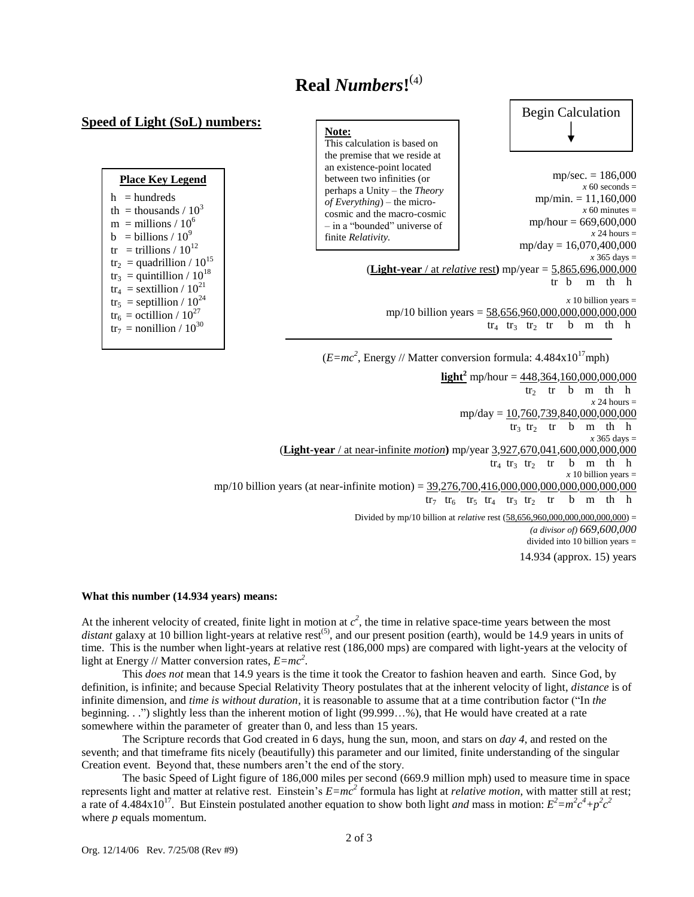# Real *Numbers*![4]

## Speed of Light (SoL) numbers:

**Place Key Legend**

- h = hundreds
- th = thousands / $10^3$
- m = millions / $10^6$
- b = billions / $10^9$
- tr = trillions / $10^{12}$
- $tr_2$ = quadrillion / $10^{15}$
- $tr_3$ = quintillion / $10^{18}$
- $tr_4$ = sextillion / $10^{21}$
- $tr_5$ = septillion / $10^{24}$
- $tr_6$ = octillion / $10^{27}$
- $tr_7$ = nonillion / $10^{30}$

**Note:**
This calculation is based on the premise that we reside at an existence-point located between two infinities (or perhaps a Unity – the *Theory of Everything*) – the micro-cosmic and the macro-cosmic – in a "bounded" universe of finite *Relativity.*

Begin Calculation ↓

mp/sec. = 186,000
*x* 60 seconds =
mp/min. = 11,160,000
*x* 60 minutes =
mp/hour = 669,600,000
*x* 24 hours =
mp/day = 16,070,400,000
*x* 365 days =
(**Light-year** / at *relative* rest**)** mp/year = 5,865,696,000,000
tr b m th h

*x* 10 billion years =
mp/10 billion years = 58,656,960,000,000,000,000,000
$tr_4$ $tr_3$ $tr_2$ tr b m th h

---

(*E=mc*$^2$, Energy // Matter conversion formula: $4.484 \times 10^{17}$mph)

**light$^2$** mp/hour = 448,364,160,000,000,000
$tr_2$ tr b m th h
*x* 24 hours =
mp/day = 10,760,739,840,000,000,000
$tr_3$ $tr_2$ tr b m th h
*x* 365 days =
(**Light-year** / at near-infinite *motion***)** mp/year 3,927,670,041,600,000,000,000
$tr_4$ $tr_3$ $tr_2$ tr b m th h
*x* 10 billion years =
mp/10 billion years (at near-infinite motion) = 39,276,700,416,000,000,000,000,000,000,000
$tr_7$ $tr_6$ $tr_5$ $tr_4$ $tr_3$ $tr_2$ tr b m th h

Divided by mp/10 billion at *relative* rest (58,656,960,000,000,000,000,000) =
*(a divisor of) 669,600,000*
divided into 10 billion years =
14.934 (approx. 15) years

**What this number (14.934 years) means:**

At the inherent velocity of created, finite light in motion at $c^2$, the time in relative space-time years between the most *distant* galaxy at 10 billion light-years at relative rest[5], and our present position (earth), would be 14.9 years in units of time. This is the number when light-years at relative rest (186,000 mps) are compared with light-years at the velocity of light at Energy // Matter conversion rates, $E=mc^2$.

This *does not* mean that 14.9 years is the time it took the Creator to fashion heaven and earth. Since God, by definition, is infinite; and because Special Relativity Theory postulates that at the inherent velocity of light, *distance* is of infinite dimension, and *time is without duration*, it is reasonable to assume that at a time contribution factor ("In *the* beginning. . .") slightly less than the inherent motion of light (99.999…%), that He would have created at a rate somewhere within the parameter of greater than 0, and less than 15 years.

The Scripture records that God created in 6 days, hung the sun, moon, and stars on *day 4*, and rested on the seventh; and that timeframe fits nicely (beautifully) this parameter and our limited, finite understanding of the singular Creation event. Beyond that, these numbers aren't the end of the story.

The basic Speed of Light figure of 186,000 miles per second (669.9 million mph) used to measure time in space represents light and matter at relative rest. Einstein's $E=mc^2$ formula has light at *relative motion*, with matter still at rest; a rate of $4.484 \times 10^{17}$. But Einstein postulated another equation to show both light *and* mass in motion: $E^2=m^2c^4+p^2c^2$ where *p* equals momentum.

Org. 12/14/06 Rev. 7/25/08 (Rev #9)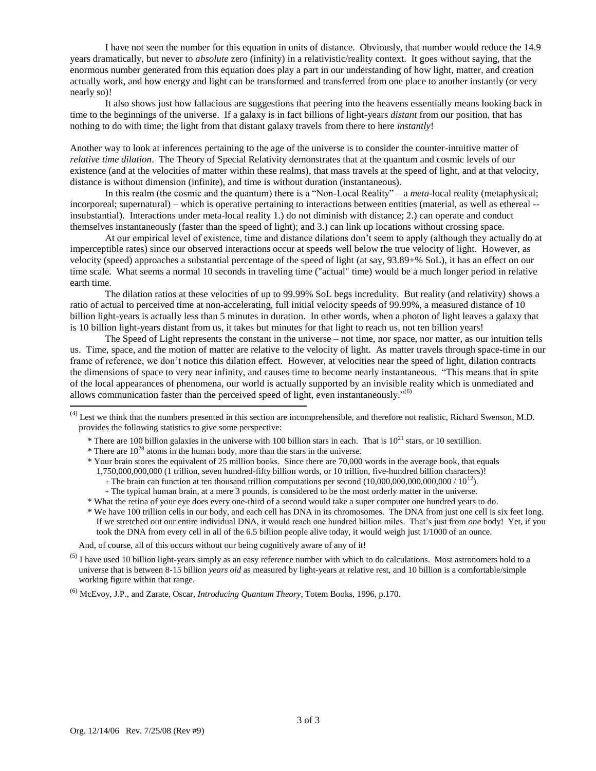I have not seen the number for this equation in units of distance. Obviously, that number would reduce the 14.9 years dramatically, but never to *absolute* zero (infinity) in a relativistic/reality context. It goes without saying, that the enormous number generated from this equation does play a part in our understanding of how light, matter, and creation actually work, and how energy and light can be transformed and transferred from one place to another instantly (or very nearly so)!

It also shows just how fallacious are suggestions that peering into the heavens essentially means looking back in time to the beginnings of the universe. If a galaxy is in fact billions of light-years *distant* from our position, that has nothing to do with time; the light from that distant galaxy travels from there to here *instantly*!

Another way to look at inferences pertaining to the age of the universe is to consider the counter-intuitive matter of *relative time dilation*. The Theory of Special Relativity demonstrates that at the quantum and cosmic levels of our existence (and at the velocities of matter within these realms), that mass travels at the speed of light, and at that velocity, distance is without dimension (infinite), and time is without duration (instantaneous).

In this realm (the cosmic and the quantum) there is a "Non-Local Reality" – a *meta*-local reality (metaphysical; incorporeal; supernatural) – which is operative pertaining to interactions between entities (material, as well as ethereal -- insubstantial). Interactions under meta-local reality 1.) do not diminish with distance; 2.) can operate and conduct themselves instantaneously (faster than the speed of light); and 3.) can link up locations without crossing space.

At our empirical level of existence, time and distance dilations don't seem to apply (although they actually do at imperceptible rates) since our observed interactions occur at speeds well below the true velocity of light. However, as velocity (speed) approaches a substantial percentage of the speed of light (at say, 93.89+% SoL), it has an effect on our time scale. What seems a normal 10 seconds in traveling time ("actual" time) would be a much longer period in relative earth time.

The dilation ratios at these velocities of up to 99.99% SoL begs incredulity. But reality (and relativity) shows a ratio of actual to perceived time at non-accelerating, full initial velocity speeds of 99.99%, a measured distance of 10 billion light-years is actually less than 5 minutes in duration. In other words, when a photon of light leaves a galaxy that is 10 billion light-years distant from us, it takes but minutes for that light to reach us, not ten billion years!

The Speed of Light represents the constant in the universe – not time, nor space, nor matter, as our intuition tells us. Time, space, and the motion of matter are relative to the velocity of light. As matter travels through space-time in our frame of reference, we don't notice this dilation effect. However, at velocities near the speed of light, dilation contracts the dimensions of space to very near infinity, and causes time to become nearly instantaneous. "This means that in spite of the local appearances of phenomena, our world is actually supported by an invisible reality which is unmediated and allows communication faster than the perceived speed of light, even instantaneously."[(6)]

---

[(4)] Lest we think that the numbers presented in this section are incomprehensible, and therefore not realistic, Richard Swenson, M.D. provides the following statistics to give some perspective:

- * There are 100 billion galaxies in the universe with 100 billion stars in each. That is $10^{21}$ stars, or 10 sextillion.
- * There are $10^{28}$ atoms in the human body, more than the stars in the universe.
- * Your brain stores the equivalent of 25 million books. Since there are 70,000 words in the average book, that equals 1,750,000,000,000 (1 trillion, seven hundred-fifty billion words, or 10 trillion, five-hundred billion characters)!
  - + The brain can function at ten thousand trillion computations per second (10,000,000,000,000,000 / $10^{12}$).
  - + The typical human brain, at a mere 3 pounds, is considered to be the most orderly matter in the universe.
- * What the retina of your eye does every one-third of a second would take a super computer one hundred years to do.
- * We have 100 trillion cells in our body, and each cell has DNA in its chromosomes. The DNA from just one cell is six feet long. If we stretched out our entire individual DNA, it would reach one hundred billion miles. That's just from *one* body! Yet, if you took the DNA from every cell in all of the 6.5 billion people alive today, it would weigh just 1/1000 of an ounce.

And, of course, all of this occurs without our being cognitively aware of any of it!

[(5)] I have used 10 billion light-years simply as an easy reference number with which to do calculations. Most astronomers hold to a universe that is between 8-15 billion *years old* as measured by light-years at relative rest, and 10 billion is a comfortable/simple working figure within that range.

[(6)] McEvoy, J.P., and Zarate, Oscar, *Introducing Quantum Theory*, Totem Books, 1996, p.170.

Org. 12/14/06 Rev. 7/25/08 (Rev #9)